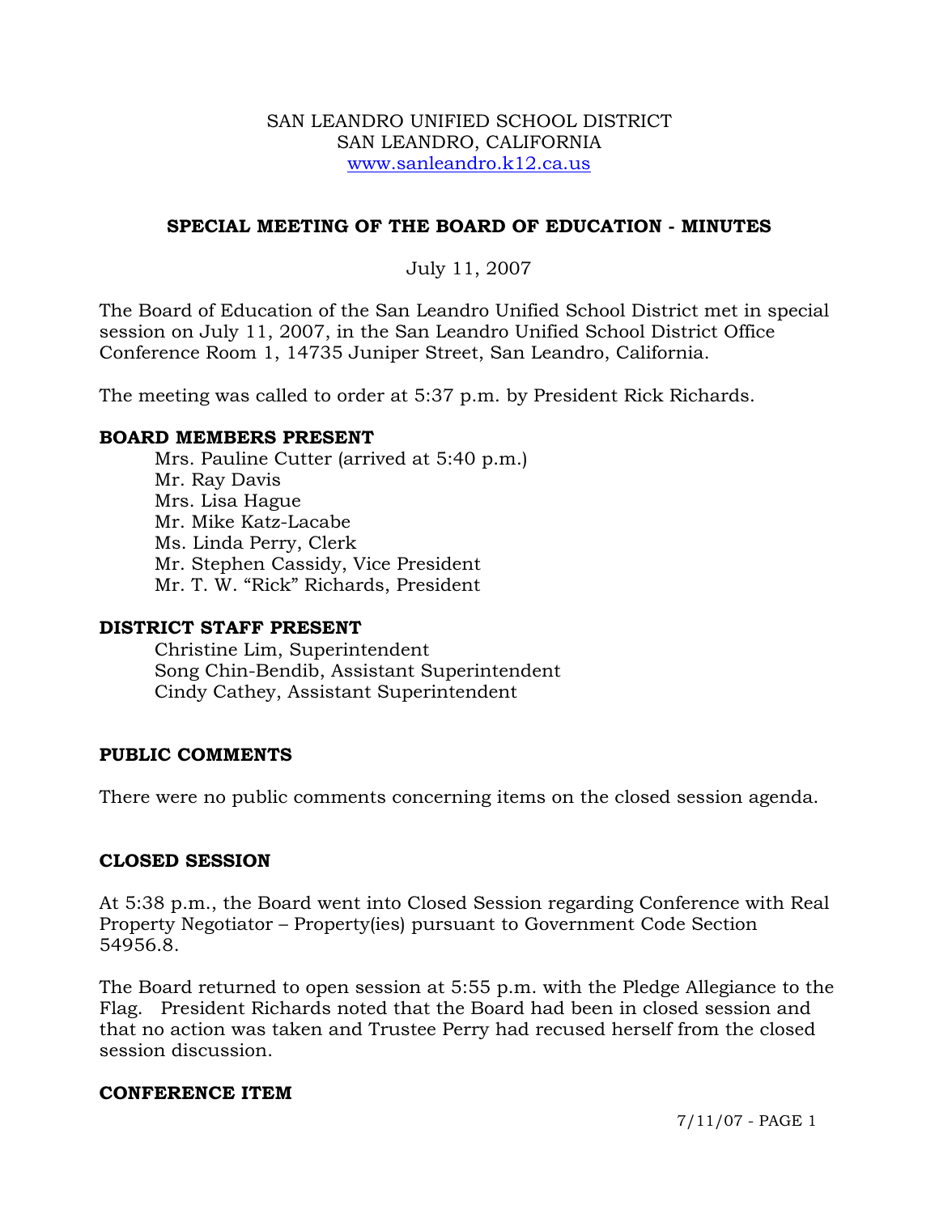SAN LEANDRO UNIFIED SCHOOL DISTRICT
SAN LEANDRO, CALIFORNIA
www.sanleandro.k12.ca.us

## SPECIAL MEETING OF THE BOARD OF EDUCATION - MINUTES

July 11, 2007

The Board of Education of the San Leandro Unified School District met in special session on July 11, 2007, in the San Leandro Unified School District Office Conference Room 1, 14735 Juniper Street, San Leandro, California.

The meeting was called to order at 5:37 p.m. by President Rick Richards.

### BOARD MEMBERS PRESENT

Mrs. Pauline Cutter (arrived at 5:40 p.m.)
Mr. Ray Davis
Mrs. Lisa Hague
Mr. Mike Katz-Lacabe
Ms. Linda Perry, Clerk
Mr. Stephen Cassidy, Vice President
Mr. T. W. "Rick" Richards, President

### DISTRICT STAFF PRESENT

Christine Lim, Superintendent
Song Chin-Bendib, Assistant Superintendent
Cindy Cathey, Assistant Superintendent

### PUBLIC COMMENTS

There were no public comments concerning items on the closed session agenda.

### CLOSED SESSION

At 5:38 p.m., the Board went into Closed Session regarding Conference with Real Property Negotiator – Property(ies) pursuant to Government Code Section 54956.8.

The Board returned to open session at 5:55 p.m. with the Pledge Allegiance to the Flag. President Richards noted that the Board had been in closed session and that no action was taken and Trustee Perry had recused herself from the closed session discussion.

### CONFERENCE ITEM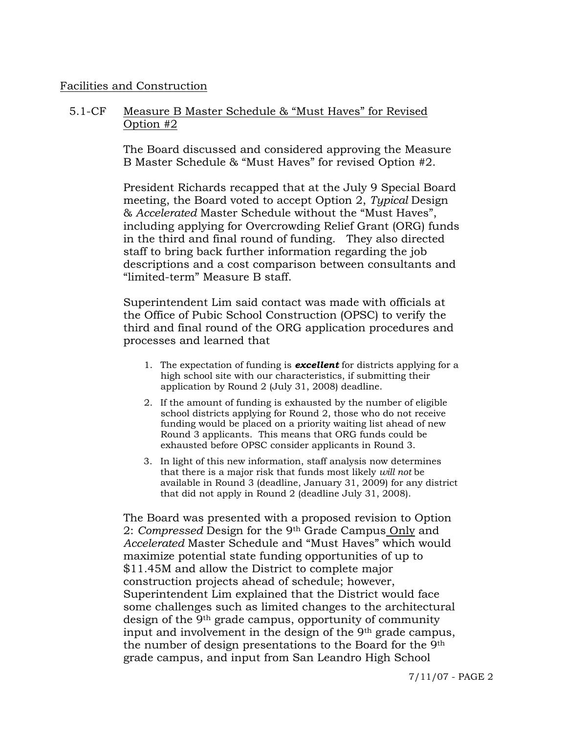Facilities and Construction

5.1-CF Measure B Master Schedule & "Must Haves" for Revised Option #2

The Board discussed and considered approving the Measure B Master Schedule & "Must Haves" for revised Option #2.

President Richards recapped that at the July 9 Special Board meeting, the Board voted to accept Option 2, *Typical* Design & *Accelerated* Master Schedule without the "Must Haves", including applying for Overcrowding Relief Grant (ORG) funds in the third and final round of funding. They also directed staff to bring back further information regarding the job descriptions and a cost comparison between consultants and "limited-term" Measure B staff.

Superintendent Lim said contact was made with officials at the Office of Pubic School Construction (OPSC) to verify the third and final round of the ORG application procedures and processes and learned that

1. The expectation of funding is ***excellent*** for districts applying for a high school site with our characteristics, if submitting their application by Round 2 (July 31, 2008) deadline.
2. If the amount of funding is exhausted by the number of eligible school districts applying for Round 2, those who do not receive funding would be placed on a priority waiting list ahead of new Round 3 applicants. This means that ORG funds could be exhausted before OPSC consider applicants in Round 3.
3. In light of this new information, staff analysis now determines that there is a major risk that funds most likely *will not* be available in Round 3 (deadline, January 31, 2009) for any district that did not apply in Round 2 (deadline July 31, 2008).

The Board was presented with a proposed revision to Option 2: *Compressed* Design for the 9th Grade Campus Only and *Accelerated* Master Schedule and "Must Haves" which would maximize potential state funding opportunities of up to \$11.45M and allow the District to complete major construction projects ahead of schedule; however, Superintendent Lim explained that the District would face some challenges such as limited changes to the architectural design of the 9th grade campus, opportunity of community input and involvement in the design of the 9th grade campus, the number of design presentations to the Board for the 9th grade campus, and input from San Leandro High School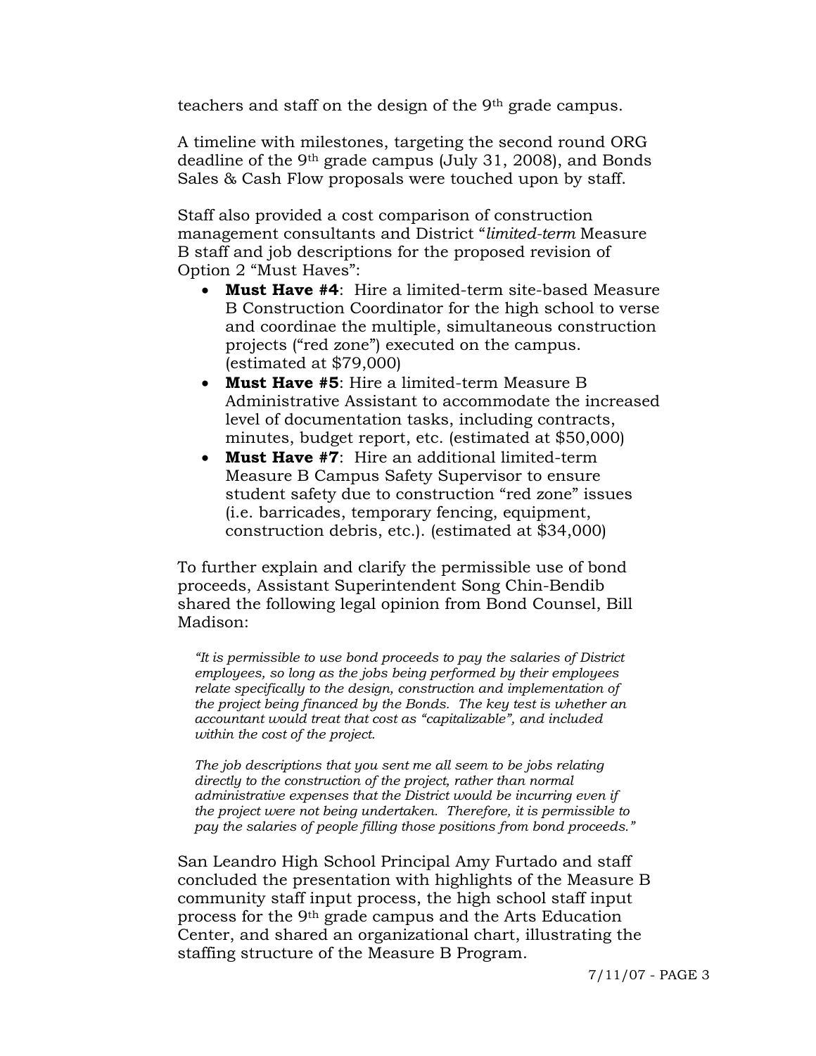teachers and staff on the design of the 9th grade campus.

A timeline with milestones, targeting the second round ORG deadline of the 9th grade campus (July 31, 2008), and Bonds Sales & Cash Flow proposals were touched upon by staff.

Staff also provided a cost comparison of construction management consultants and District "*limited-term* Measure B staff and job descriptions for the proposed revision of Option 2 "Must Haves":

- **Must Have #4**: Hire a limited-term site-based Measure B Construction Coordinator for the high school to verse and coordinae the multiple, simultaneous construction projects ("red zone") executed on the campus. (estimated at $79,000)
- **Must Have #5**: Hire a limited-term Measure B Administrative Assistant to accommodate the increased level of documentation tasks, including contracts, minutes, budget report, etc. (estimated at $50,000)
- **Must Have #7**: Hire an additional limited-term Measure B Campus Safety Supervisor to ensure student safety due to construction "red zone" issues (i.e. barricades, temporary fencing, equipment, construction debris, etc.). (estimated at $34,000)

To further explain and clarify the permissible use of bond proceeds, Assistant Superintendent Song Chin-Bendib shared the following legal opinion from Bond Counsel, Bill Madison:

> *"It is permissible to use bond proceeds to pay the salaries of District employees, so long as the jobs being performed by their employees relate specifically to the design, construction and implementation of the project being financed by the Bonds. The key test is whether an accountant would treat that cost as "capitalizable", and included within the cost of the project.*
>
> *The job descriptions that you sent me all seem to be jobs relating directly to the construction of the project, rather than normal administrative expenses that the District would be incurring even if the project were not being undertaken. Therefore, it is permissible to pay the salaries of people filling those positions from bond proceeds."*

San Leandro High School Principal Amy Furtado and staff concluded the presentation with highlights of the Measure B community staff input process, the high school staff input process for the 9th grade campus and the Arts Education Center, and shared an organizational chart, illustrating the staffing structure of the Measure B Program.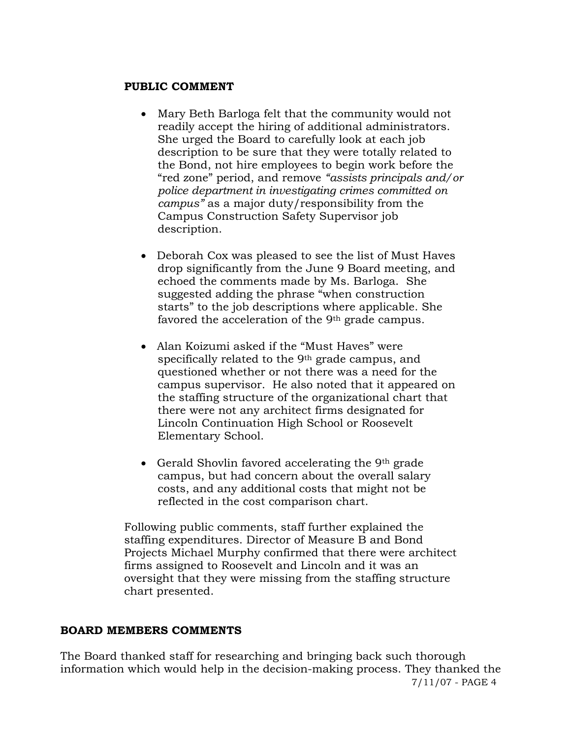**PUBLIC COMMENT**

- Mary Beth Barloga felt that the community would not readily accept the hiring of additional administrators. She urged the Board to carefully look at each job description to be sure that they were totally related to the Bond, not hire employees to begin work before the "red zone" period, and remove *"assists principals and/or police department in investigating crimes committed on campus"* as a major duty/responsibility from the Campus Construction Safety Supervisor job description.

- Deborah Cox was pleased to see the list of Must Haves drop significantly from the June 9 Board meeting, and echoed the comments made by Ms. Barloga. She suggested adding the phrase "when construction starts" to the job descriptions where applicable. She favored the acceleration of the 9th grade campus.

- Alan Koizumi asked if the "Must Haves" were specifically related to the 9th grade campus, and questioned whether or not there was a need for the campus supervisor. He also noted that it appeared on the staffing structure of the organizational chart that there were not any architect firms designated for Lincoln Continuation High School or Roosevelt Elementary School.

- Gerald Shovlin favored accelerating the 9th grade campus, but had concern about the overall salary costs, and any additional costs that might not be reflected in the cost comparison chart.

Following public comments, staff further explained the staffing expenditures. Director of Measure B and Bond Projects Michael Murphy confirmed that there were architect firms assigned to Roosevelt and Lincoln and it was an oversight that they were missing from the staffing structure chart presented.

**BOARD MEMBERS COMMENTS**

The Board thanked staff for researching and bringing back such thorough information which would help in the decision-making process. They thanked the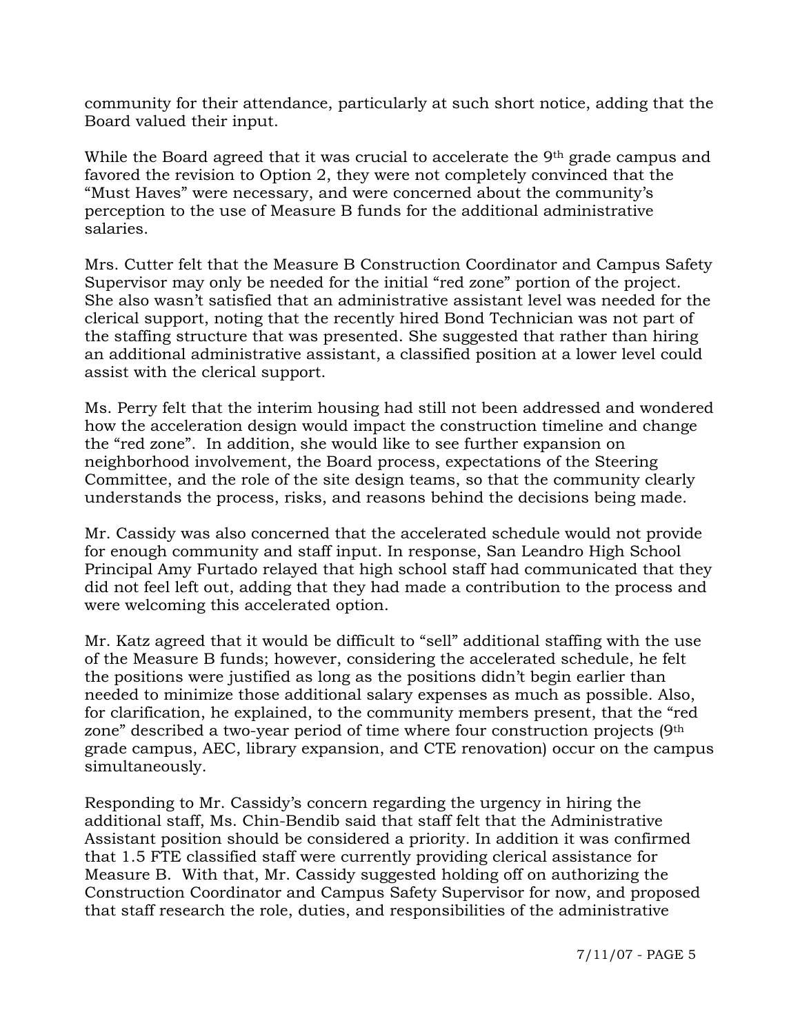community for their attendance, particularly at such short notice, adding that the Board valued their input.

While the Board agreed that it was crucial to accelerate the 9th grade campus and favored the revision to Option 2, they were not completely convinced that the "Must Haves" were necessary, and were concerned about the community's perception to the use of Measure B funds for the additional administrative salaries.

Mrs. Cutter felt that the Measure B Construction Coordinator and Campus Safety Supervisor may only be needed for the initial "red zone" portion of the project. She also wasn't satisfied that an administrative assistant level was needed for the clerical support, noting that the recently hired Bond Technician was not part of the staffing structure that was presented. She suggested that rather than hiring an additional administrative assistant, a classified position at a lower level could assist with the clerical support.

Ms. Perry felt that the interim housing had still not been addressed and wondered how the acceleration design would impact the construction timeline and change the "red zone". In addition, she would like to see further expansion on neighborhood involvement, the Board process, expectations of the Steering Committee, and the role of the site design teams, so that the community clearly understands the process, risks, and reasons behind the decisions being made.

Mr. Cassidy was also concerned that the accelerated schedule would not provide for enough community and staff input. In response, San Leandro High School Principal Amy Furtado relayed that high school staff had communicated that they did not feel left out, adding that they had made a contribution to the process and were welcoming this accelerated option.

Mr. Katz agreed that it would be difficult to "sell" additional staffing with the use of the Measure B funds; however, considering the accelerated schedule, he felt the positions were justified as long as the positions didn't begin earlier than needed to minimize those additional salary expenses as much as possible. Also, for clarification, he explained, to the community members present, that the "red zone" described a two-year period of time where four construction projects (9th grade campus, AEC, library expansion, and CTE renovation) occur on the campus simultaneously.

Responding to Mr. Cassidy's concern regarding the urgency in hiring the additional staff, Ms. Chin-Bendib said that staff felt that the Administrative Assistant position should be considered a priority. In addition it was confirmed that 1.5 FTE classified staff were currently providing clerical assistance for Measure B. With that, Mr. Cassidy suggested holding off on authorizing the Construction Coordinator and Campus Safety Supervisor for now, and proposed that staff research the role, duties, and responsibilities of the administrative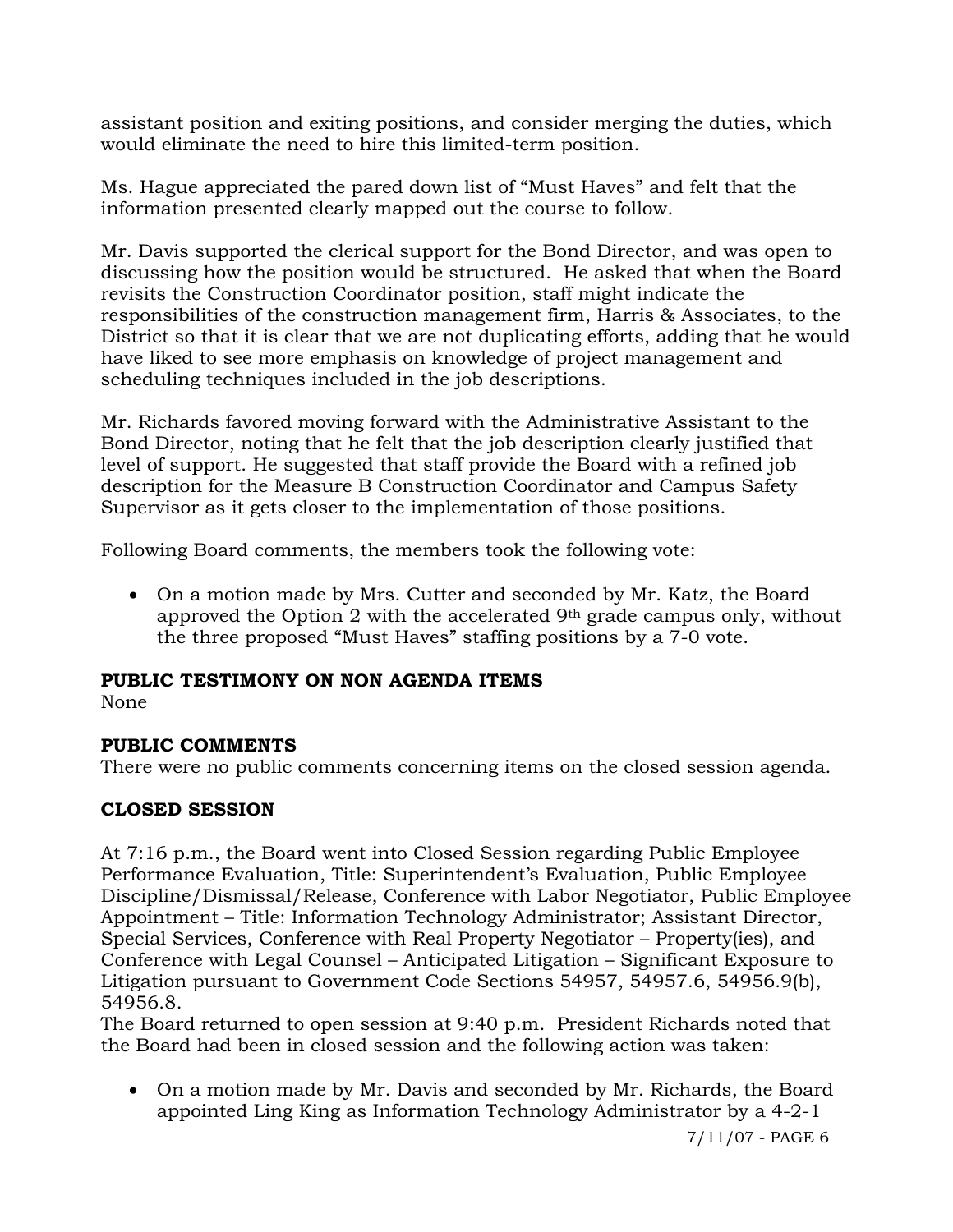assistant position and exiting positions, and consider merging the duties, which would eliminate the need to hire this limited-term position.

Ms. Hague appreciated the pared down list of "Must Haves" and felt that the information presented clearly mapped out the course to follow.

Mr. Davis supported the clerical support for the Bond Director, and was open to discussing how the position would be structured. He asked that when the Board revisits the Construction Coordinator position, staff might indicate the responsibilities of the construction management firm, Harris & Associates, to the District so that it is clear that we are not duplicating efforts, adding that he would have liked to see more emphasis on knowledge of project management and scheduling techniques included in the job descriptions.

Mr. Richards favored moving forward with the Administrative Assistant to the Bond Director, noting that he felt that the job description clearly justified that level of support. He suggested that staff provide the Board with a refined job description for the Measure B Construction Coordinator and Campus Safety Supervisor as it gets closer to the implementation of those positions.

Following Board comments, the members took the following vote:

- On a motion made by Mrs. Cutter and seconded by Mr. Katz, the Board approved the Option 2 with the accelerated 9th grade campus only, without the three proposed "Must Haves" staffing positions by a 7-0 vote.

**PUBLIC TESTIMONY ON NON AGENDA ITEMS**
None

**PUBLIC COMMENTS**
There were no public comments concerning items on the closed session agenda.

**CLOSED SESSION**

At 7:16 p.m., the Board went into Closed Session regarding Public Employee Performance Evaluation, Title: Superintendent's Evaluation, Public Employee Discipline/Dismissal/Release, Conference with Labor Negotiator, Public Employee Appointment – Title: Information Technology Administrator; Assistant Director, Special Services, Conference with Real Property Negotiator – Property(ies), and Conference with Legal Counsel – Anticipated Litigation – Significant Exposure to Litigation pursuant to Government Code Sections 54957, 54957.6, 54956.9(b), 54956.8.
The Board returned to open session at 9:40 p.m. President Richards noted that the Board had been in closed session and the following action was taken:

- On a motion made by Mr. Davis and seconded by Mr. Richards, the Board appointed Ling King as Information Technology Administrator by a 4-2-1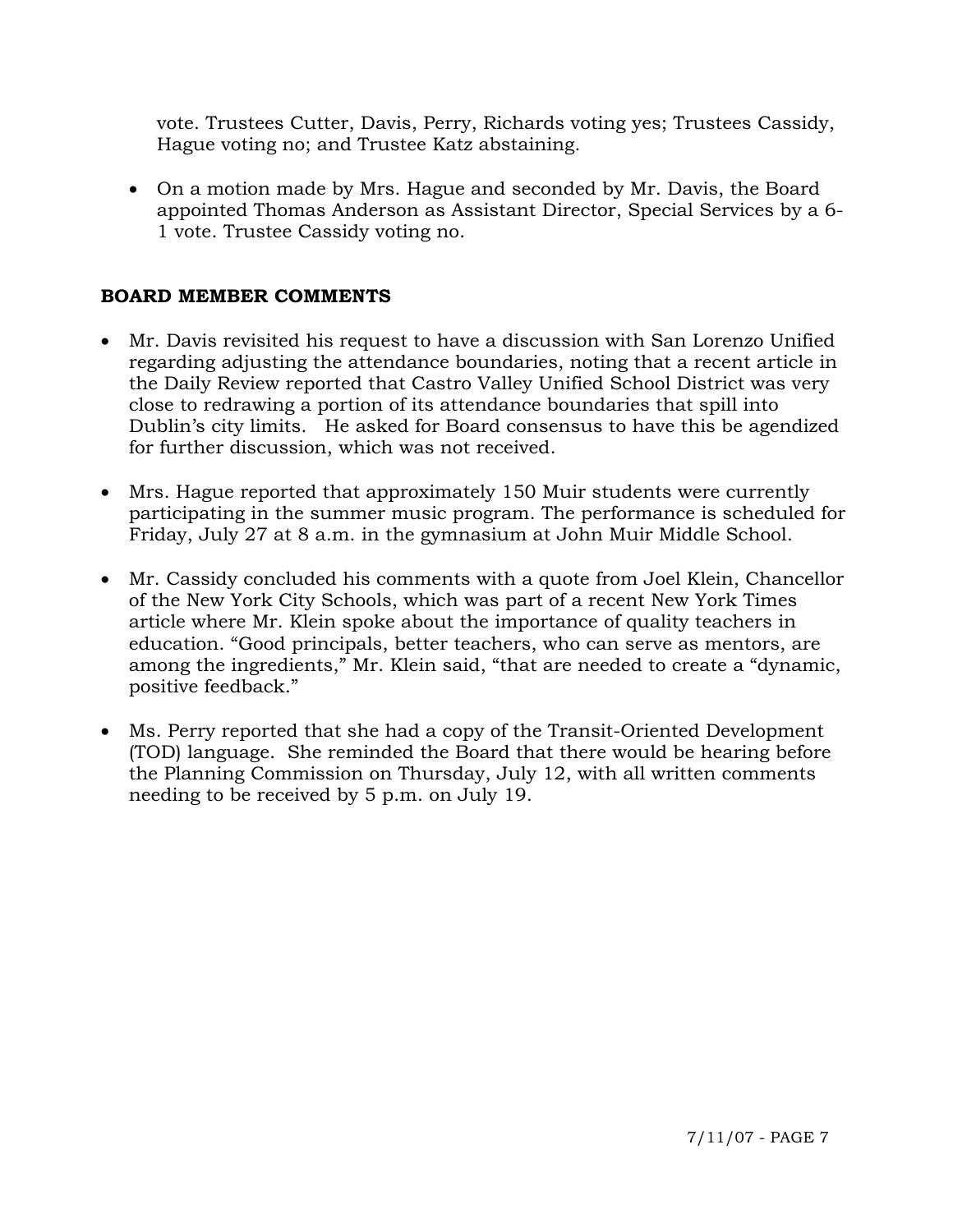vote. Trustees Cutter, Davis, Perry, Richards voting yes; Trustees Cassidy, Hague voting no; and Trustee Katz abstaining.

- On a motion made by Mrs. Hague and seconded by Mr. Davis, the Board appointed Thomas Anderson as Assistant Director, Special Services by a 6-1 vote. Trustee Cassidy voting no.

**BOARD MEMBER COMMENTS**

- Mr. Davis revisited his request to have a discussion with San Lorenzo Unified regarding adjusting the attendance boundaries, noting that a recent article in the Daily Review reported that Castro Valley Unified School District was very close to redrawing a portion of its attendance boundaries that spill into Dublin's city limits. He asked for Board consensus to have this be agendized for further discussion, which was not received.

- Mrs. Hague reported that approximately 150 Muir students were currently participating in the summer music program. The performance is scheduled for Friday, July 27 at 8 a.m. in the gymnasium at John Muir Middle School.

- Mr. Cassidy concluded his comments with a quote from Joel Klein, Chancellor of the New York City Schools, which was part of a recent New York Times article where Mr. Klein spoke about the importance of quality teachers in education. "Good principals, better teachers, who can serve as mentors, are among the ingredients," Mr. Klein said, "that are needed to create a "dynamic, positive feedback."

- Ms. Perry reported that she had a copy of the Transit-Oriented Development (TOD) language. She reminded the Board that there would be hearing before the Planning Commission on Thursday, July 12, with all written comments needing to be received by 5 p.m. on July 19.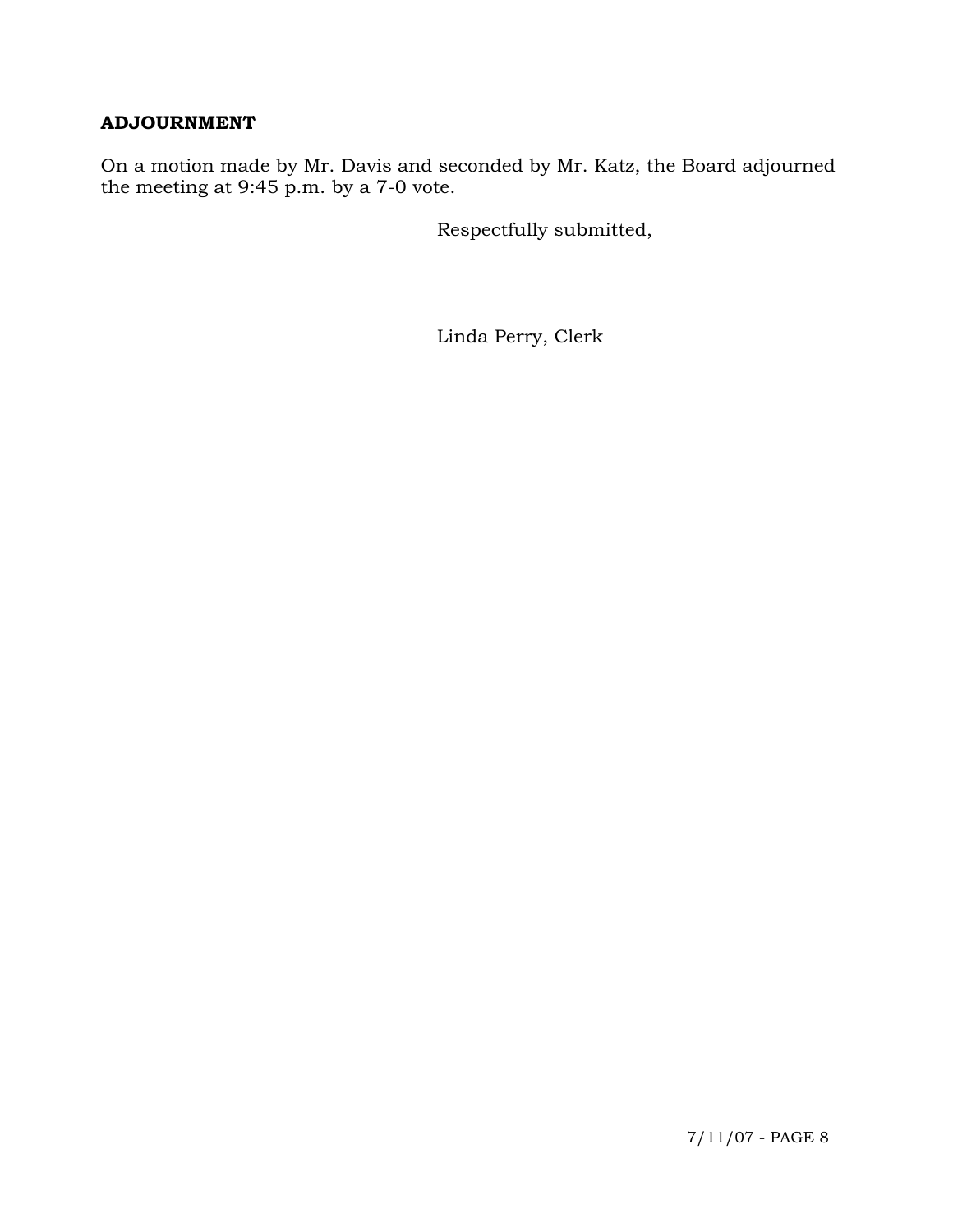**ADJOURNMENT**

On a motion made by Mr. Davis and seconded by Mr. Katz, the Board adjourned the meeting at 9:45 p.m. by a 7-0 vote.

Respectfully submitted,

Linda Perry, Clerk